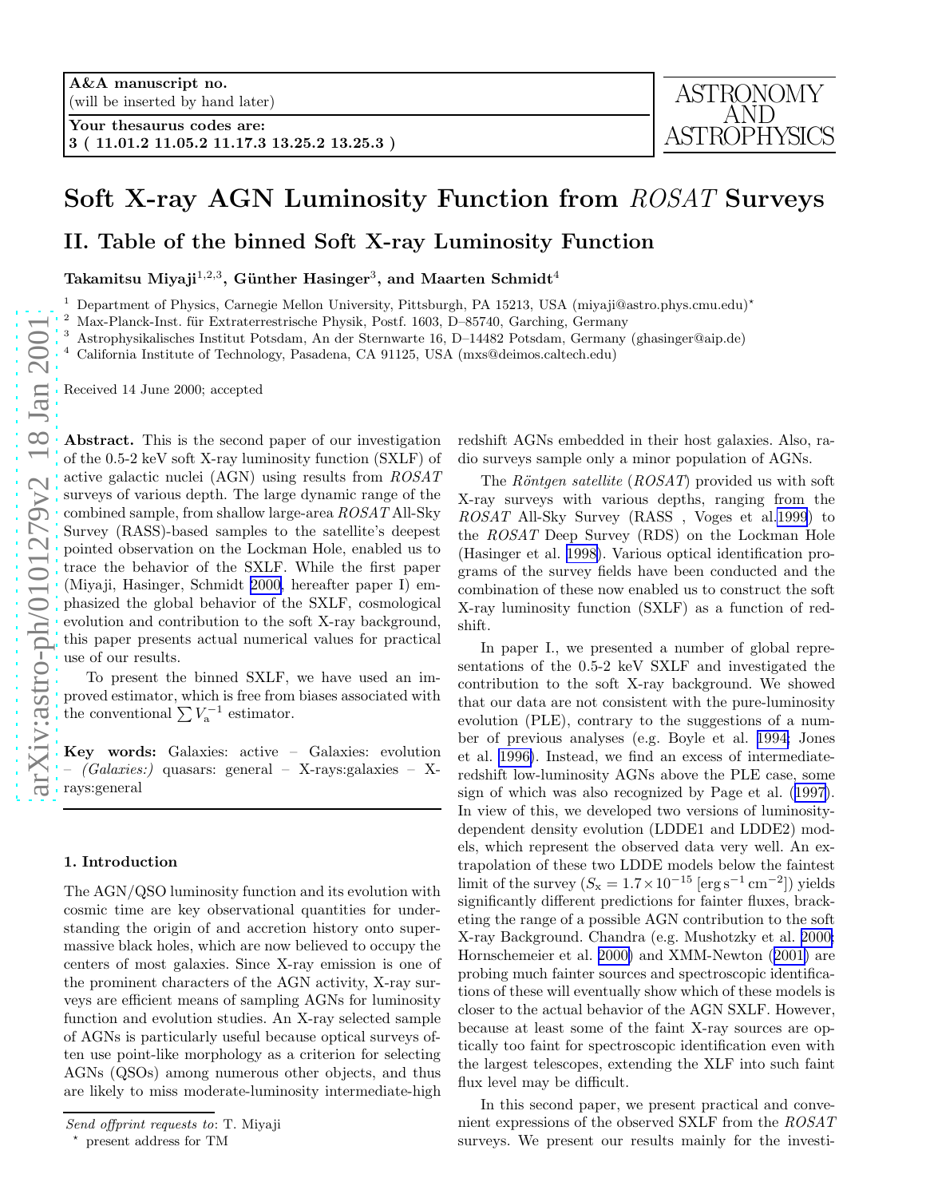A&A manuscript no.
(will be inserted by hand later)

Your thesaurus codes are:
3 ( 11.01.2 11.05.2 11.17.3 13.25.2 13.25.3 )

ASTRONOMY AND ASTROPHYSICS

# Soft X-ray AGN Luminosity Function from *ROSAT* Surveys

## II. Table of the binned Soft X-ray Luminosity Function

**Takamitsu Miyaji[1,2,3], Günther Hasinger[3], and Maarten Schmidt[4]**

[1] Department of Physics, Carnegie Mellon University, Pittsburgh, PA 15213, USA (miyaji@astro.phys.cmu.edu)⋆
[2] Max-Planck-Inst. für Extraterrestrische Physik, Postf. 1603, D–85740, Garching, Germany
[3] Astrophysikalisches Institut Potsdam, An der Sternwarte 16, D–14482 Potsdam, Germany (ghasinger@aip.de)
[4] California Institute of Technology, Pasadena, CA 91125, USA (mxs@deimos.caltech.edu)

Received 14 June 2000; accepted

**Abstract.** This is the second paper of our investigation of the 0.5-2 keV soft X-ray luminosity function (SXLF) of active galactic nuclei (AGN) using results from *ROSAT* surveys of various depth. The large dynamic range of the combined sample, from shallow large-area *ROSAT* All-Sky Survey (RASS)-based samples to the satellite's deepest pointed observation on the Lockman Hole, enabled us to trace the behavior of the SXLF. While the first paper (Miyaji, Hasinger, Schmidt 2000, hereafter paper I) emphasized the global behavior of the SXLF, cosmological evolution and contribution to the soft X-ray background, this paper presents actual numerical values for practical use of our results.

To present the binned SXLF, we have used an improved estimator, which is free from biases associated with the conventional $\sum V_{\rm a}^{-1}$ estimator.

**Key words:** Galaxies: active – Galaxies: evolution – *(Galaxies:)* quasars: general – X-rays:galaxies – X-rays:general

### 1. Introduction

The AGN/QSO luminosity function and its evolution with cosmic time are key observational quantities for understanding the origin of and accretion history onto supermassive black holes, which are now believed to occupy the centers of most galaxies. Since X-ray emission is one of the prominent characters of the AGN activity, X-ray surveys are efficient means of sampling AGNs for luminosity function and evolution studies. An X-ray selected sample of AGNs is particularly useful because optical surveys often use point-like morphology as a criterion for selecting AGNs (QSOs) among numerous other objects, and thus are likely to miss moderate-luminosity intermediate-high redshift AGNs embedded in their host galaxies. Also, radio surveys sample only a minor population of AGNs.

The *Röntgen satellite* (*ROSAT*) provided us with soft X-ray surveys with various depths, ranging from the *ROSAT* All-Sky Survey (RASS , Voges et al.1999) to the *ROSAT* Deep Survey (RDS) on the Lockman Hole (Hasinger et al. 1998). Various optical identification programs of the survey fields have been conducted and the combination of these now enabled us to construct the soft X-ray luminosity function (SXLF) as a function of redshift.

In paper I., we presented a number of global representations of the 0.5-2 keV SXLF and investigated the contribution to the soft X-ray background. We showed that our data are not consistent with the pure-luminosity evolution (PLE), contrary to the suggestions of a number of previous analyses (e.g. Boyle et al. 1994; Jones et al. 1996). Instead, we find an excess of intermediate-redshift low-luminosity AGNs above the PLE case, some sign of which was also recognized by Page et al. (1997). In view of this, we developed two versions of luminosity-dependent density evolution (LDDE1 and LDDE2) models, which represent the observed data very well. An extrapolation of these two LDDE models below the faintest limit of the survey ($S_{\rm x}=1.7\times 10^{-15}$ [$\mathrm{erg\,s^{-1}\,cm^{-2}}$]) yields significantly different predictions for fainter fluxes, bracketing the range of a possible AGN contribution to the soft X-ray Background. Chandra (e.g. Mushotzky et al. 2000; Hornschemeier et al. 2000) and XMM-Newton (2001) are probing much fainter sources and spectroscopic identifications of these will eventually show which of these models is closer to the actual behavior of the AGN SXLF. However, because at least some of the faint X-ray sources are optically too faint for spectroscopic identification even with the largest telescopes, extending the XLF into such faint flux level may be difficult.

In this second paper, we present practical and convenient expressions of the observed SXLF from the *ROSAT* surveys. We present our results mainly for the investi-

*Send offprint requests to*: T. Miyaji

⋆ present address for TM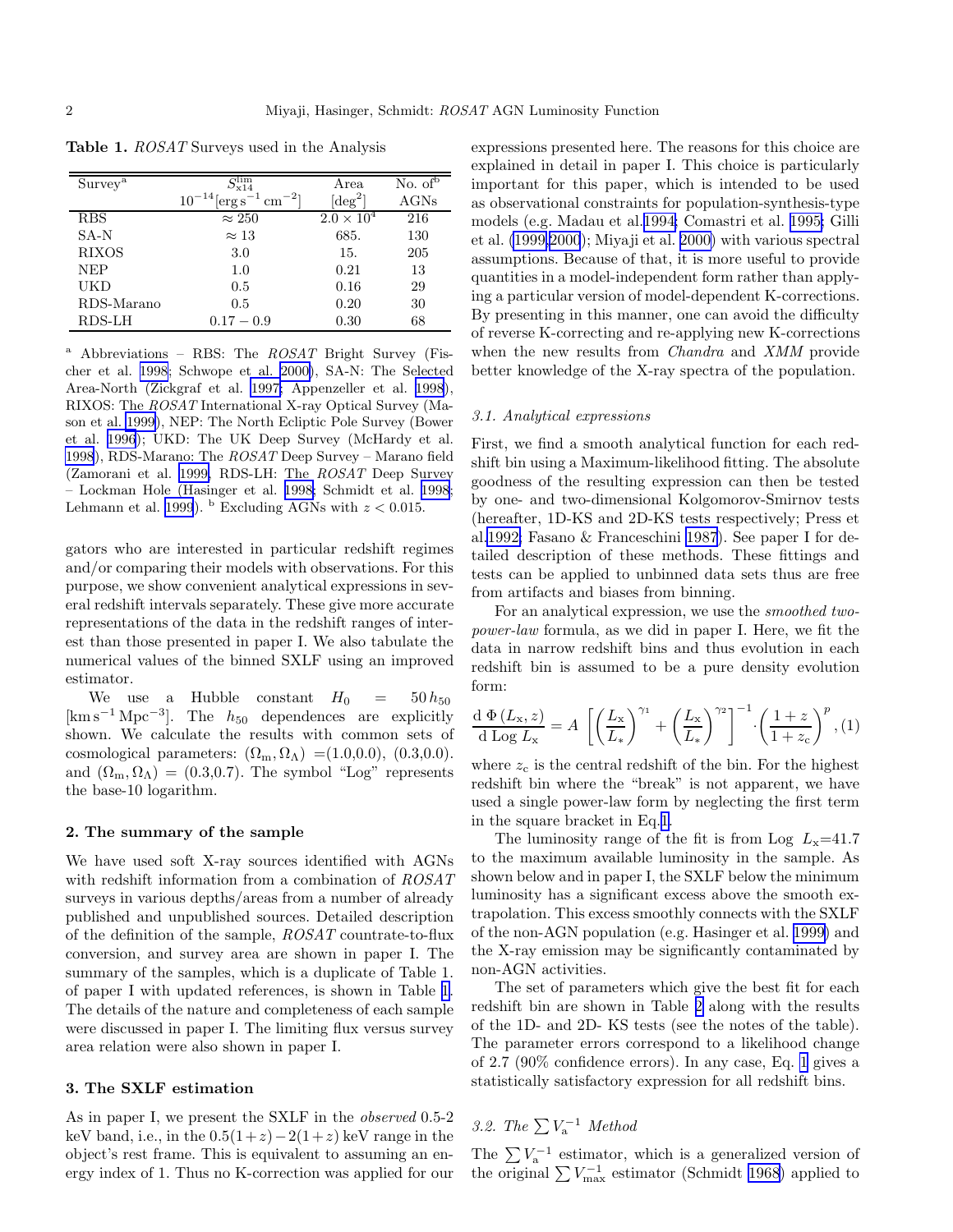**Table 1.** *ROSAT* Surveys used in the Analysis

| Survey[a] | $S_{\rm x14}^{\rm lim}$ $10^{-14}[{\rm erg\,s^{-1}\,cm^{-2}}]$ | Area $[\rm deg^2]$ | No. of[b] AGNs |
|---|---|---|---|
| RBS | $\approx 250$ | $2.0\times 10^4$ | 216 |
| SA-N | $\approx 13$ | 685. | 130 |
| RIXOS | 3.0 | 15. | 205 |
| NEP | 1.0 | 0.21 | 13 |
| UKD | 0.5 | 0.16 | 29 |
| RDS-Marano | 0.5 | 0.20 | 30 |
| RDS-LH | $0.17-0.9$ | 0.30 | 68 |

[a] Abbreviations – RBS: The *ROSAT* Bright Survey (Fischer et al. 1998; Schwope et al. 2000), SA-N: The Selected Area-North (Zickgraf et al. 1997; Appenzeller et al. 1998), RIXOS: The *ROSAT* International X-ray Optical Survey (Mason et al. 1999), NEP: The North Ecliptic Pole Survey (Bower et al. 1996); UKD: The UK Deep Survey (McHardy et al. 1998), RDS-Marano: The *ROSAT* Deep Survey – Marano field (Zamorani et al. 1999, RDS-LH: The *ROSAT* Deep Survey – Lockman Hole (Hasinger et al. 1998; Schmidt et al. 1998; Lehmann et al. 1999). [b] Excluding AGNs with $z<0.015$.

gators who are interested in particular redshift regimes and/or comparing their models with observations. For this purpose, we show convenient analytical expressions in several redshift intervals separately. These give more accurate representations of the data in the redshift ranges of interest than those presented in paper I. We also tabulate the numerical values of the binned SXLF using an improved estimator.

We use a Hubble constant $H_0 = 50\,h_{50}$ $[{\rm km\,s^{-1}\,Mpc^{-3}}]$. The $h_{50}$ dependences are explicitly shown. We calculate the results with common sets of cosmological parameters: $(\Omega_{\rm m},\Omega_\Lambda)$ =(1.0,0.0), (0.3,0.0). and $(\Omega_{\rm m},\Omega_\Lambda)$ = (0.3,0.7). The symbol "Log" represents the base-10 logarithm.

## 2. The summary of the sample

We have used soft X-ray sources identified with AGNs with redshift information from a combination of *ROSAT* surveys in various depths/areas from a number of already published and unpublished sources. Detailed description of the definition of the sample, *ROSAT* countrate-to-flux conversion, and survey area are shown in paper I. The summary of the samples, which is a duplicate of Table 1. of paper I with updated references, is shown in Table 1. The details of the nature and completeness of each sample were discussed in paper I. The limiting flux versus survey area relation were also shown in paper I.

## 3. The SXLF estimation

As in paper I, we present the SXLF in the *observed* 0.5-2 keV band, i.e., in the $0.5(1+z)-2(1+z)$ keV range in the object's rest frame. This is equivalent to assuming an energy index of 1. Thus no K-correction was applied for our expressions presented here. The reasons for this choice are explained in detail in paper I. This choice is particularly important for this paper, which is intended to be used as observational constraints for population-synthesis-type models (e.g. Madau et al.1994; Comastri et al. 1995; Gilli et al. (1999,2000); Miyaji et al. 2000) with various spectral assumptions. Because of that, it is more useful to provide quantities in a model-independent form rather than applying a particular version of model-dependent K-corrections. By presenting in this manner, one can avoid the difficulty of reverse K-correcting and re-applying new K-corrections when the new results from *Chandra* and *XMM* provide better knowledge of the X-ray spectra of the population.

### 3.1. Analytical expressions

First, we find a smooth analytical function for each redshift bin using a Maximum-likelihood fitting. The absolute goodness of the resulting expression can then be tested by one- and two-dimensional Kolgomorov-Smirnov tests (hereafter, 1D-KS and 2D-KS tests respectively; Press et al.1992; Fasano & Franceschini 1987). See paper I for detailed description of these methods. These fittings and tests can be applied to unbinned data sets thus are free from artifacts and biases from binning.

For an analytical expression, we use the *smoothed two-power-law* formula, as we did in paper I. Here, we fit the data in narrow redshift bins and thus evolution in each redshift bin is assumed to be a pure density evolution form:

$$\frac{{\rm d}\,\Phi\,(L_{\rm x},z)}{{\rm d\,Log}\,L_{\rm x}} = A\,\left[\left(\frac{L_{\rm x}}{L_*}\right)^{\gamma_1}+\left(\frac{L_{\rm x}}{L_*}\right)^{\gamma_2}\right]^{-1}\cdot\left(\frac{1+z}{1+z_{\rm c}}\right)^{p}, \quad (1)$$

where $z_{\rm c}$ is the central redshift of the bin. For the highest redshift bin where the "break" is not apparent, we have used a single power-law form by neglecting the first term in the square bracket in Eq.1.

The luminosity range of the fit is from Log $L_{\rm x}$=41.7 to the maximum available luminosity in the sample. As shown below and in paper I, the SXLF below the minimum luminosity has a significant excess above the smooth extrapolation. This excess smoothly connects with the SXLF of the non-AGN population (e.g. Hasinger et al. 1999) and the X-ray emission may be significantly contaminated by non-AGN activities.

The set of parameters which give the best fit for each redshift bin are shown in Table 2 along with the results of the 1D- and 2D- KS tests (see the notes of the table). The parameter errors correspond to a likelihood change of 2.7 (90% confidence errors). In any case, Eq. 1 gives a statistically satisfactory expression for all redshift bins.

### 3.2. The $\sum V_{\rm a}^{-1}$ Method

The $\sum V_{\rm a}^{-1}$ estimator, which is a generalized version of the original $\sum V_{\rm max}^{-1}$ estimator (Schmidt 1968) applied to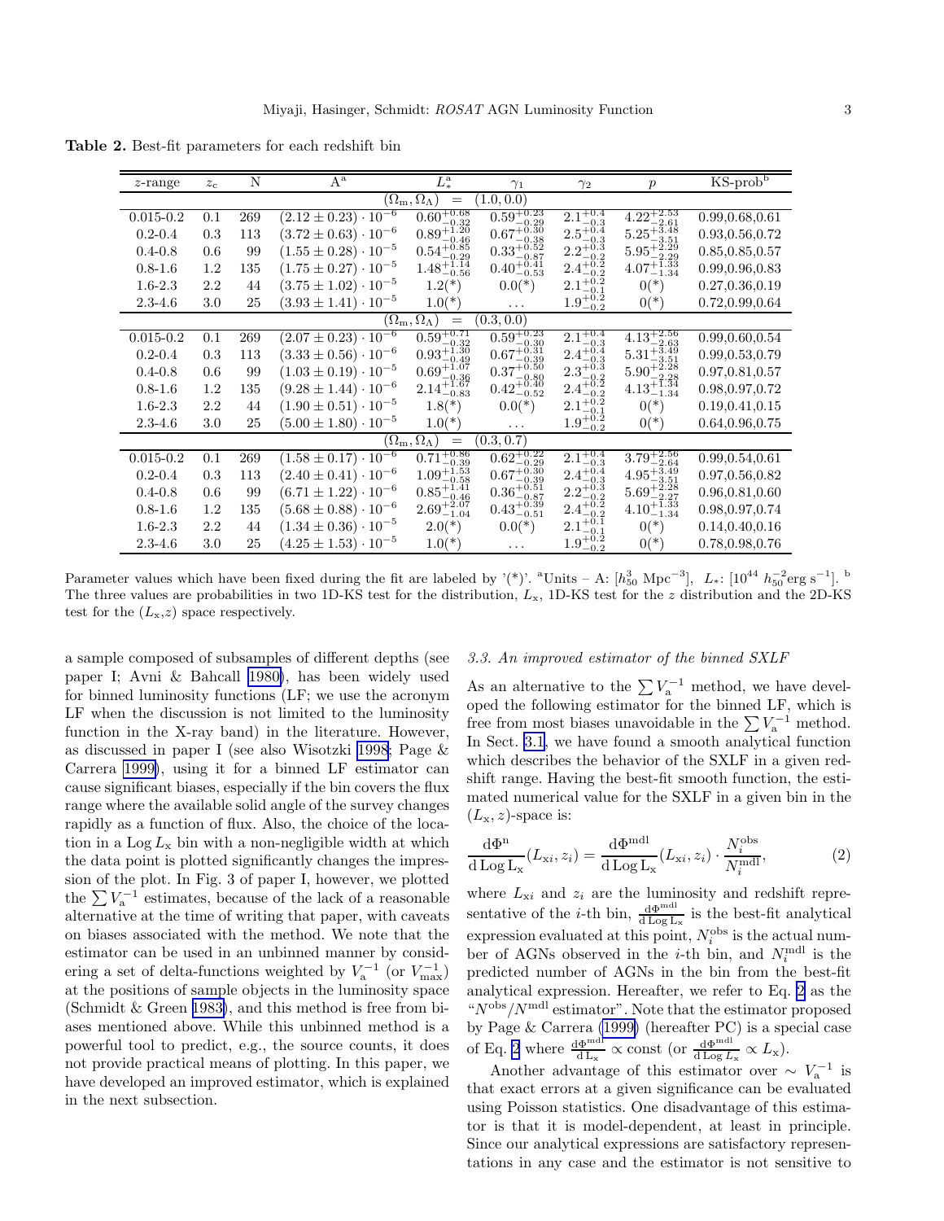**Table 2.** Best-fit parameters for each redshift bin

| $z$-range | $z_c$ | N | A[a] | $L_*^{a}$ | $\gamma_1$ | $\gamma_2$ | $p$ | KS-prob[b] |
|---|---|---|---|---|---|---|---|---|
| | | | | $(\Omega_m,\Omega_\Lambda)$ = $(1.0, 0.0)$ | | | | |
| 0.015-0.2 | 0.1 | 269 | $(2.12\pm0.23)\cdot10^{-6}$ | $0.60^{+0.68}_{-0.32}$ | $0.59^{+0.23}_{-0.29}$ | $2.1^{+0.4}_{-0.3}$ | $4.22^{+2.53}_{-2.61}$ | 0.99,0.68,0.61 |
| 0.2-0.4 | 0.3 | 113 | $(3.72\pm0.63)\cdot10^{-6}$ | $0.89^{+1.20}_{-0.46}$ | $0.67^{+0.30}_{-0.38}$ | $2.5^{+0.4}_{-0.3}$ | $5.25^{+3.48}_{-3.51}$ | 0.93,0.56,0.72 |
| 0.4-0.8 | 0.6 | 99 | $(1.55\pm0.28)\cdot10^{-5}$ | $0.54^{+0.85}_{-0.29}$ | $0.33^{+0.52}_{-0.87}$ | $2.2^{+0.3}_{-0.2}$ | $5.95^{+2.29}_{-2.29}$ | 0.85,0.85,0.57 |
| 0.8-1.6 | 1.2 | 135 | $(1.75\pm0.27)\cdot10^{-5}$ | $1.48^{+1.14}_{-0.56}$ | $0.40^{+0.41}_{-0.53}$ | $2.4^{+0.2}_{-0.2}$ | $4.07^{+1.33}_{-1.34}$ | 0.99,0.96,0.83 |
| 1.6-2.3 | 2.2 | 44 | $(3.75\pm1.02)\cdot10^{-5}$ | 1.2(*) | 0.0(*) | $2.1^{+0.2}_{-0.1}$ | 0(*) | 0.27,0.36,0.19 |
| 2.3-4.6 | 3.0 | 25 | $(3.93\pm1.41)\cdot10^{-5}$ | 1.0(*) | ... | $1.9^{+0.2}_{-0.2}$ | 0(*) | 0.72,0.99,0.64 |
| | | | | $(\Omega_m,\Omega_\Lambda)$ = $(0.3, 0.0)$ | | | | |
| 0.015-0.2 | 0.1 | 269 | $(2.07\pm0.23)\cdot10^{-6}$ | $0.59^{+0.71}_{-0.32}$ | $0.59^{+0.23}_{-0.30}$ | $2.1^{+0.4}_{-0.3}$ | $4.13^{+2.56}_{-2.63}$ | 0.99,0.60,0.54 |
| 0.2-0.4 | 0.3 | 113 | $(3.33\pm0.56)\cdot10^{-6}$ | $0.93^{+1.30}_{-0.49}$ | $0.67^{+0.31}_{-0.39}$ | $2.4^{+0.4}_{-0.3}$ | $5.31^{+3.49}_{-3.51}$ | 0.99,0.53,0.79 |
| 0.4-0.8 | 0.6 | 99 | $(1.03\pm0.19)\cdot10^{-5}$ | $0.69^{+1.07}_{-0.36}$ | $0.37^{+0.50}_{-0.80}$ | $2.3^{+0.3}_{-0.2}$ | $5.90^{+2.28}_{-2.28}$ | 0.97,0.81,0.57 |
| 0.8-1.6 | 1.2 | 135 | $(9.28\pm1.44)\cdot10^{-6}$ | $2.14^{+1.67}_{-0.83}$ | $0.42^{+0.40}_{-0.52}$ | $2.4^{+0.2}_{-0.2}$ | $4.13^{+1.34}_{-1.34}$ | 0.98,0.97,0.72 |
| 1.6-2.3 | 2.2 | 44 | $(1.90\pm0.51)\cdot10^{-5}$ | 1.8(*) | 0.0(*) | $2.1^{+0.2}_{-0.1}$ | 0(*) | 0.19,0.41,0.15 |
| 2.3-4.6 | 3.0 | 25 | $(5.00\pm1.80)\cdot10^{-5}$ | 1.0(*) | ... | $1.9^{+0.2}_{-0.2}$ | 0(*) | 0.64,0.96,0.75 |
| | | | | $(\Omega_m,\Omega_\Lambda)$ = $(0.3, 0.7)$ | | | | |
| 0.015-0.2 | 0.1 | 269 | $(1.58\pm0.17)\cdot10^{-6}$ | $0.71^{+0.86}_{-0.39}$ | $0.62^{+0.22}_{-0.29}$ | $2.1^{+0.4}_{-0.3}$ | $3.79^{+2.56}_{-2.64}$ | 0.99,0.54,0.61 |
| 0.2-0.4 | 0.3 | 113 | $(2.40\pm0.41)\cdot10^{-6}$ | $1.09^{+1.53}_{-0.58}$ | $0.67^{+0.30}_{-0.39}$ | $2.4^{+0.4}_{-0.3}$ | $4.95^{+3.49}_{-3.51}$ | 0.97,0.56,0.82 |
| 0.4-0.8 | 0.6 | 99 | $(6.71\pm1.22)\cdot10^{-6}$ | $0.85^{+1.41}_{-0.46}$ | $0.36^{+0.51}_{-0.87}$ | $2.2^{+0.3}_{-0.2}$ | $5.69^{+2.28}_{-2.27}$ | 0.96,0.81,0.60 |
| 0.8-1.6 | 1.2 | 135 | $(5.68\pm0.88)\cdot10^{-6}$ | $2.69^{+2.07}_{-1.04}$ | $0.43^{+0.39}_{-0.51}$ | $2.4^{+0.2}_{-0.2}$ | $4.10^{+1.33}_{-1.34}$ | 0.98,0.97,0.74 |
| 1.6-2.3 | 2.2 | 44 | $(1.34\pm0.36)\cdot10^{-5}$ | 2.0(*) | 0.0(*) | $2.1^{+0.1}_{-0.1}$ | 0(*) | 0.14,0.40,0.16 |
| 2.3-4.6 | 3.0 | 25 | $(4.25\pm1.53)\cdot10^{-5}$ | 1.0(*) | ... | $1.9^{+0.2}_{-0.2}$ | 0(*) | 0.78,0.98,0.76 |

Parameter values which have been fixed during the fit are labeled by '(*)'. [a]Units – A: $[h_{50}^3\ \mathrm{Mpc}^{-3}]$, $L_*$: $[10^{44}\ h_{50}^{-2}\mathrm{erg\ s}^{-1}]$. [b] The three values are probabilities in two 1D-KS test for the distribution, $L_x$, 1D-KS test for the $z$ distribution and the 2D-KS test for the $(L_x,z)$ space respectively.

a sample composed of subsamples of different depths (see paper I; Avni & Bahcall 1980), has been widely used for binned luminosity functions (LF; we use the acronym LF when the discussion is not limited to the luminosity function in the X-ray band) in the literature. However, as discussed in paper I (see also Wisotzki 1998; Page & Carrera 1999), using it for a binned LF estimator can cause significant biases, especially if the bin covers the flux range where the available solid angle of the survey changes rapidly as a function of flux. Also, the choice of the location in a $\mathrm{Log}\,L_x$ bin with a non-negligible width at which the data point is plotted significantly changes the impression of the plot. In Fig. 3 of paper I, however, we plotted the $\sum V_a^{-1}$ estimates, because of the lack of a reasonable alternative at the time of writing that paper, with caveats on biases associated with the method. We note that the estimator can be used in an unbinned manner by considering a set of delta-functions weighted by $V_a^{-1}$ (or $V_{max}^{-1}$) at the positions of sample objects in the luminosity space (Schmidt & Green 1983), and this method is free from biases mentioned above. While this unbinned method is a powerful tool to predict, e.g., the source counts, it does not provide practical means of plotting. In this paper, we have developed an improved estimator, which is explained in the next subsection.

### 3.3. An improved estimator of the binned SXLF

As an alternative to the $\sum V_a^{-1}$ method, we have developed the following estimator for the binned LF, which is free from most biases unavoidable in the $\sum V_a^{-1}$ method. In Sect. 3.1, we have found a smooth analytical function which describes the behavior of the SXLF in a given redshift range. Having the best-fit smooth function, the estimated numerical value for the SXLF in a given bin in the $(L_x, z)$-space is:

$$\frac{\mathrm{d}\Phi^{\rm n}}{\mathrm{d\,Log\,L_x}}(L_{xi},z_i)=\frac{\mathrm{d}\Phi^{\rm mdl}}{\mathrm{d\,Log\,L_x}}(L_{xi},z_i)\cdot\frac{N_i^{\rm obs}}{N_i^{\rm mdl}}, \qquad (2)$$

where $L_{xi}$ and $z_i$ are the luminosity and redshift representative of the $i$-th bin, $\frac{\mathrm{d}\Phi^{\rm mdl}}{\mathrm{d\,Log\,L_x}}$ is the best-fit analytical expression evaluated at this point, $N_i^{\rm obs}$ is the actual number of AGNs observed in the $i$-th bin, and $N_i^{\rm mdl}$ is the predicted number of AGNs in the bin from the best-fit analytical expression. Hereafter, we refer to Eq. 2 as the "$N^{\rm obs}/N^{\rm mdl}$ estimator". Note that the estimator proposed by Page & Carrera (1999) (hereafter PC) is a special case of Eq. 2 where $\frac{\mathrm{d}\Phi^{\rm mdl}}{\mathrm{d\,L_x}}\propto$ const (or $\frac{\mathrm{d}\Phi^{\rm mdl}}{\mathrm{d\,Log}\,L_x}\propto L_x$).

Another advantage of this estimator over $\sim V_a^{-1}$ is that exact errors at a given significance can be evaluated using Poisson statistics. One disadvantage of this estimator is that it is model-dependent, at least in principle. Since our analytical expressions are satisfactory representations in any case and the estimator is not sensitive to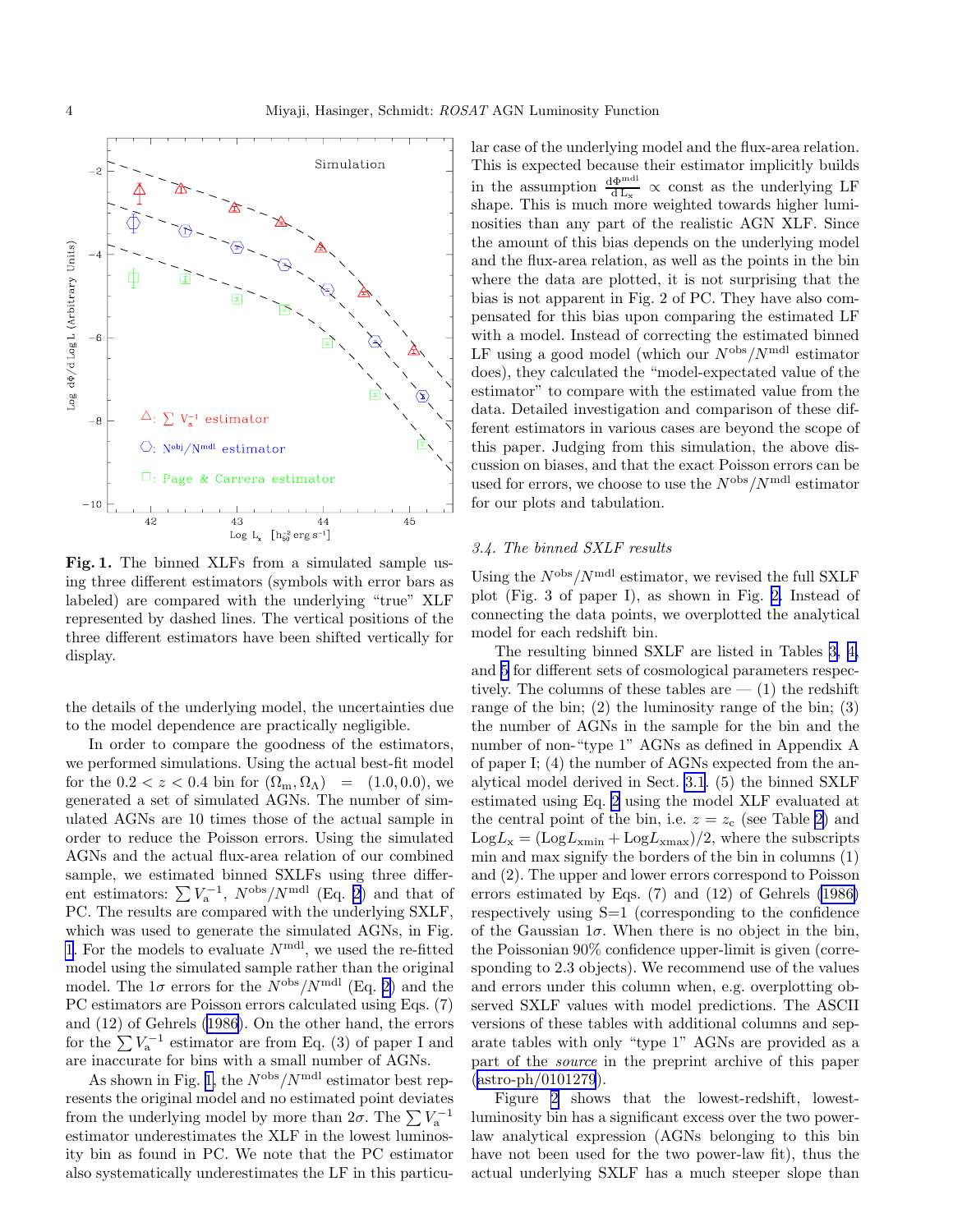**Fig. 1.** The binned XLFs from a simulated sample using three different estimators (symbols with error bars as labeled) are compared with the underlying "true" XLF represented by dashed lines. The vertical positions of the three different estimators have been shifted vertically for display.

the details of the underlying model, the uncertainties due to the model dependence are practically negligible.

In order to compare the goodness of the estimators, we performed simulations. Using the actual best-fit model for the $0.2 < z < 0.4$ bin for $(\Omega_{\rm m}, \Omega_\Lambda) = (1.0, 0.0)$, we generated a set of simulated AGNs. The number of simulated AGNs are 10 times those of the actual sample in order to reduce the Poisson errors. Using the simulated AGNs and the actual flux-area relation of our combined sample, we estimated binned SXLFs using three different estimators: $\sum V_{\rm a}^{-1}$, $N^{\rm obs}/N^{\rm mdl}$ (Eq. 2) and that of PC. The results are compared with the underlying SXLF, which was used to generate the simulated AGNs, in Fig. 1. For the models to evaluate $N^{\rm mdl}$, we used the re-fitted model using the simulated sample rather than the original model. The $1\sigma$ errors for the $N^{\rm obs}/N^{\rm mdl}$ (Eq. 2) and the PC estimators are Poisson errors calculated using Eqs. (7) and (12) of Gehrels (1986). On the other hand, the errors for the $\sum V_{\rm a}^{-1}$ estimator are from Eq. (3) of paper I and are inaccurate for bins with a small number of AGNs.

As shown in Fig. 1, the $N^{\rm obs}/N^{\rm mdl}$ estimator best represents the original model and no estimated point deviates from the underlying model by more than $2\sigma$. The $\sum V_{\rm a}^{-1}$ estimator underestimates the XLF in the lowest luminosity bin as found in PC. We note that the PC estimator also systematically underestimates the LF in this particular case of the underlying model and the flux-area relation. This is expected because their estimator implicitly builds in the assumption $\frac{{\rm d}\Phi^{\rm mdl}}{{\rm d}L_{\rm x}} \propto$ const as the underlying LF shape. This is much more weighted towards higher luminosities than any part of the realistic AGN XLF. Since the amount of this bias depends on the underlying model and the flux-area relation, as well as the points in the bin where the data are plotted, it is not surprising that the bias is not apparent in Fig. 2 of PC. They have also compensated for this bias upon comparing the estimated LF with a model. Instead of correcting the estimated binned LF using a good model (which our $N^{\rm obs}/N^{\rm mdl}$ estimator does), they calculated the "model-expected value of the estimator" to compare with the estimated value from the data. Detailed investigation and comparison of these different estimators in various cases are beyond the scope of this paper. Judging from this simulation, the above discussion on biases, and that the exact Poisson errors can be used for errors, we choose to use the $N^{\rm obs}/N^{\rm mdl}$ estimator for our plots and tabulation.

### *3.4. The binned SXLF results*

Using the $N^{\rm obs}/N^{\rm mdl}$ estimator, we revised the full SXLF plot (Fig. 3 of paper I), as shown in Fig. 2. Instead of connecting the data points, we overplotted the analytical model for each redshift bin.

The resulting binned SXLF are listed in Tables 3, 4, and 5 for different sets of cosmological parameters respectively. The columns of these tables are — (1) the redshift range of the bin; (2) the luminosity range of the bin; (3) the number of AGNs in the sample for the bin and the number of non-"type 1" AGNs as defined in Appendix A of paper I; (4) the number of AGNs expected from the analytical model derived in Sect. 3.1. (5) the binned SXLF estimated using Eq. 2 using the model XLF evaluated at the central point of the bin, i.e. $z = z_{\rm c}$ (see Table 2) and ${\rm Log}L_{\rm x} = ({\rm Log}L_{\rm xmin} + {\rm Log}L_{\rm xmax})/2$, where the subscripts min and max signify the borders of the bin in columns (1) and (2). The upper and lower errors correspond to Poisson errors estimated by Eqs. (7) and (12) of Gehrels (1986) respectively using S=1 (corresponding to the confidence of the Gaussian $1\sigma$. When there is no object in the bin, the Poissonian 90% confidence upper-limit is given (corresponding to 2.3 objects). We recommend use of the values and errors under this column when, e.g. overplotting observed SXLF values with model predictions. The ASCII versions of these tables with additional columns and separate tables with only "type 1" AGNs are provided as a part of the *source* in the preprint archive of this paper (astro-ph/0101279).

Figure 2 shows that the lowest-redshift, lowest-luminosity bin has a significant excess over the two power-law analytical expression (AGNs belonging to this bin have not been used for the two power-law fit), thus the actual underlying SXLF has a much steeper slope than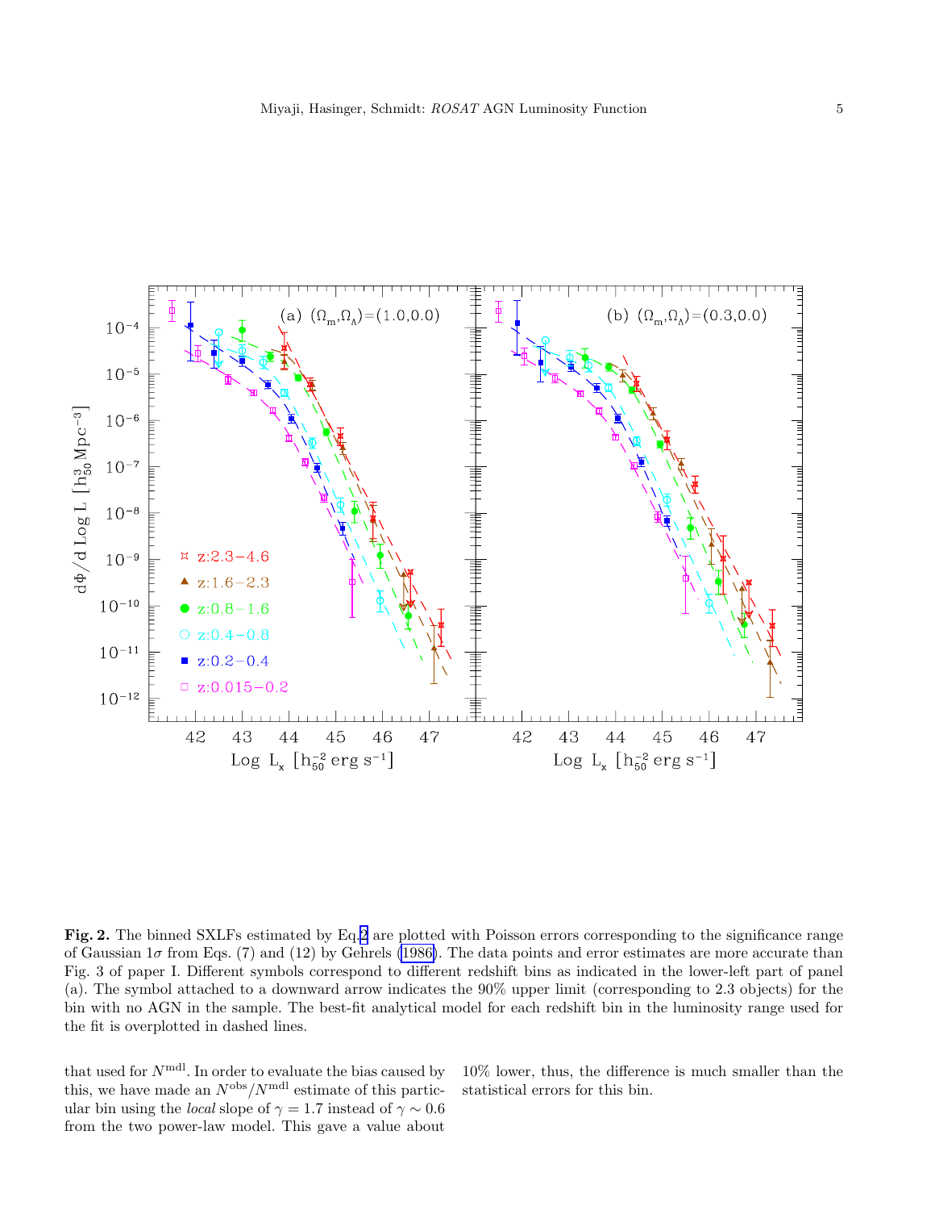**Fig. 2.** The binned SXLFs estimated by Eq.2 are plotted with Poisson errors corresponding to the significance range of Gaussian $1\sigma$ from Eqs. (7) and (12) by Gehrels (1986). The data points and error estimates are more accurate than Fig. 3 of paper I. Different symbols correspond to different redshift bins as indicated in the lower-left part of panel (a). The symbol attached to a downward arrow indicates the 90% upper limit (corresponding to 2.3 objects) for the bin with no AGN in the sample. The best-fit analytical model for each redshift bin in the luminosity range used for the fit is overplotted in dashed lines.

that used for $N^{\rm mdl}$. In order to evaluate the bias caused by this, we have made an $N^{\rm obs}/N^{\rm mdl}$ estimate of this particular bin using the *local* slope of $\gamma = 1.7$ instead of $\gamma \sim 0.6$ from the two power-law model. This gave a value about 10% lower, thus, the difference is much smaller than the statistical errors for this bin.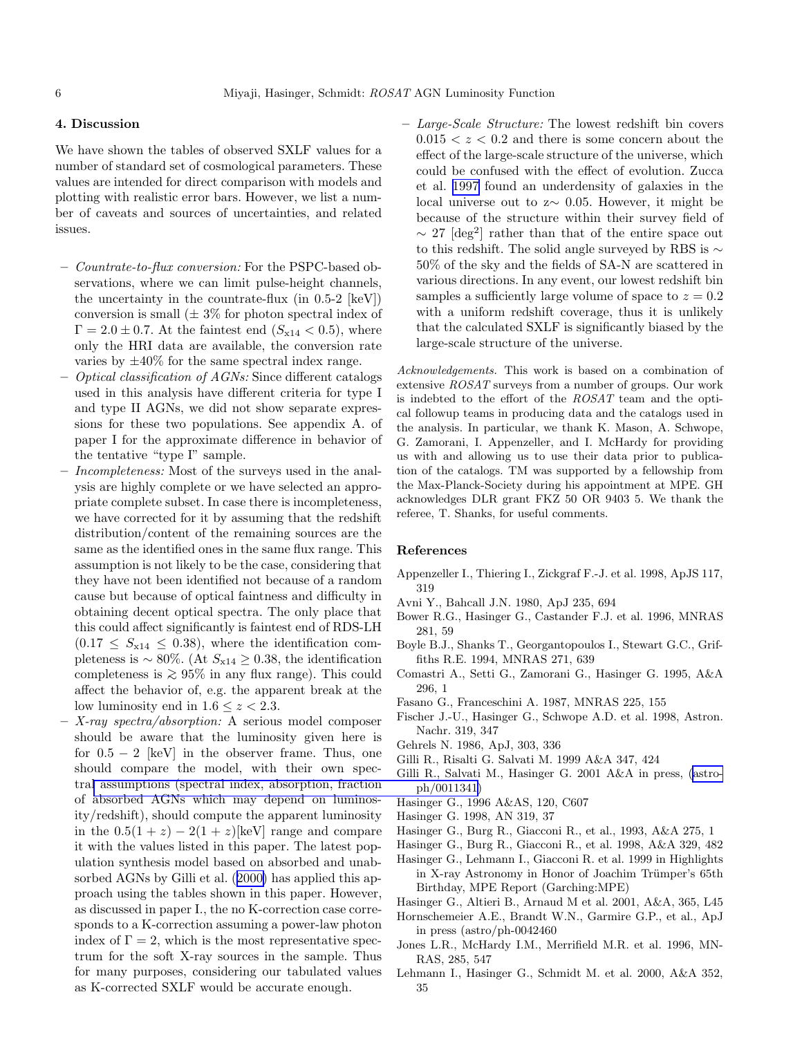## 4. Discussion

We have shown the tables of observed SXLF values for a number of standard set of cosmological parameters. These values are intended for direct comparison with models and plotting with realistic error bars. However, we list a number of caveats and sources of uncertainties, and related issues.

- *Countrate-to-flux conversion:* For the PSPC-based observations, where we can limit pulse-height channels, the uncertainty in the countrate-flux (in 0.5-2 [keV]) conversion is small ($\pm$ 3% for photon spectral index of $\Gamma = 2.0 \pm 0.7$. At the faintest end ($S_{x14} < 0.5$), where only the HRI data are available, the conversion rate varies by $\pm 40\%$ for the same spectral index range.
- *Optical classification of AGNs:* Since different catalogs used in this analysis have different criteria for type I and type II AGNs, we did not show separate expressions for these two populations. See appendix A. of paper I for the approximate difference in behavior of the tentative "type I" sample.
- *Incompleteness:* Most of the surveys used in the analysis are highly complete or we have selected an appropriate complete subset. In case there is incompleteness, we have corrected for it by assuming that the redshift distribution/content of the remaining sources are the same as the identified ones in the same flux range. This assumption is not likely to be the case, considering that they have not been identified not because of a random cause but because of optical faintness and difficulty in obtaining decent optical spectra. The only place that this could affect significantly is faintest end of RDS-LH ($0.17 \leq S_{x14} \leq 0.38$), where the identification completeness is $\sim 80\%$. (At $S_{x14} \geq 0.38$, the identification completeness is $\gtrsim 95\%$ in any flux range). This could affect the behavior of, e.g. the apparent break at the low luminosity end in $1.6 \leq z < 2.3$.
- *X-ray spectra/absorption:* A serious model composer should be aware that the luminosity given here is for $0.5 - 2$ [keV] in the observer frame. Thus, one should compare the model, with their own spectral assumptions (spectral index, absorption, fraction of absorbed AGNs which may depend on luminosity/redshift), should compute the apparent luminosity in the $0.5(1+z) - 2(1+z)$[keV] range and compare it with the values listed in this paper. The latest population synthesis model based on absorbed and unabsorbed AGNs by Gilli et al. (2000) has applied this approach using the tables shown in this paper. However, as discussed in paper I., the no K-correction case corresponds to a K-correction assuming a power-law photon index of $\Gamma = 2$, which is the most representative spectrum for the soft X-ray sources in the sample. Thus for many purposes, considering our tabulated values as K-corrected SXLF would be accurate enough.
- *Large-Scale Structure:* The lowest redshift bin covers $0.015 < z < 0.2$ and there is some concern about the effect of the large-scale structure of the universe, which could be confused with the effect of evolution. Zucca et al. 1997 found an underdensity of galaxies in the local universe out to z$\sim$ 0.05. However, it might be because of the structure within their survey field of $\sim 27$ [deg$^2$] rather than that of the entire space out to this redshift. The solid angle surveyed by RBS is $\sim 50\%$ of the sky and the fields of SA-N are scattered in various directions. In any event, our lowest redshift bin samples a sufficiently large volume of space to $z = 0.2$ with a uniform redshift coverage, thus it is unlikely that the calculated SXLF is significantly biased by the large-scale structure of the universe.

*Acknowledgements.* This work is based on a combination of extensive *ROSAT* surveys from a number of groups. Our work is indebted to the effort of the *ROSAT* team and the optical followup teams in producing data and the catalogs used in the analysis. In particular, we thank K. Mason, A. Schwope, G. Zamorani, I. Appenzeller, and I. McHardy for providing us with and allowing us to use their data prior to publication of the catalogs. TM was supported by a fellowship from the Max-Planck-Society during his appointment at MPE. GH acknowledges DLR grant FKZ 50 OR 9403 5. We thank the referee, T. Shanks, for useful comments.

## References

Appenzeller I., Thiering I., Zickgraf F.-J. et al. 1998, ApJS 117, 319

Avni Y., Bahcall J.N. 1980, ApJ 235, 694

Bower R.G., Hasinger G., Castander F.J. et al. 1996, MNRAS 281, 59

Boyle B.J., Shanks T., Georgantopoulos I., Stewart G.C., Griffiths R.E. 1994, MNRAS 271, 639

Comastri A., Setti G., Zamorani G., Hasinger G. 1995, A&A 296, 1

Fasano G., Franceschini A. 1987, MNRAS 225, 155

Fischer J.-U., Hasinger G., Schwope A.D. et al. 1998, Astron. Nachr. 319, 347

Gehrels N. 1986, ApJ, 303, 336

Gilli R., Risalti G. Salvati M. 1999 A&A 347, 424

Gilli R., Salvati M., Hasinger G. 2001 A&A in press, (astro-ph/0011341)

Hasinger G., 1996 A&AS, 120, C607

Hasinger G. 1998, AN 319, 37

Hasinger G., Burg R., Giacconi R., et al., 1993, A&A 275, 1

Hasinger G., Burg R., Giacconi R., et al. 1998, A&A 329, 482

Hasinger G., Lehmann I., Giacconi R. et al. 1999 in Highlights in X-ray Astronomy in Honor of Joachim Trümper's 65th Birthday, MPE Report (Garching:MPE)

Hasinger G., Altieri B., Arnaud M et al. 2001, A&A, 365, L45

Hornschemeier A.E., Brandt W.N., Garmire G.P., et al., ApJ in press (astro/ph-0042460

Jones L.R., McHardy I.M., Merrifield M.R. et al. 1996, MNRAS, 285, 547

Lehmann I., Hasinger G., Schmidt M. et al. 2000, A&A 352, 35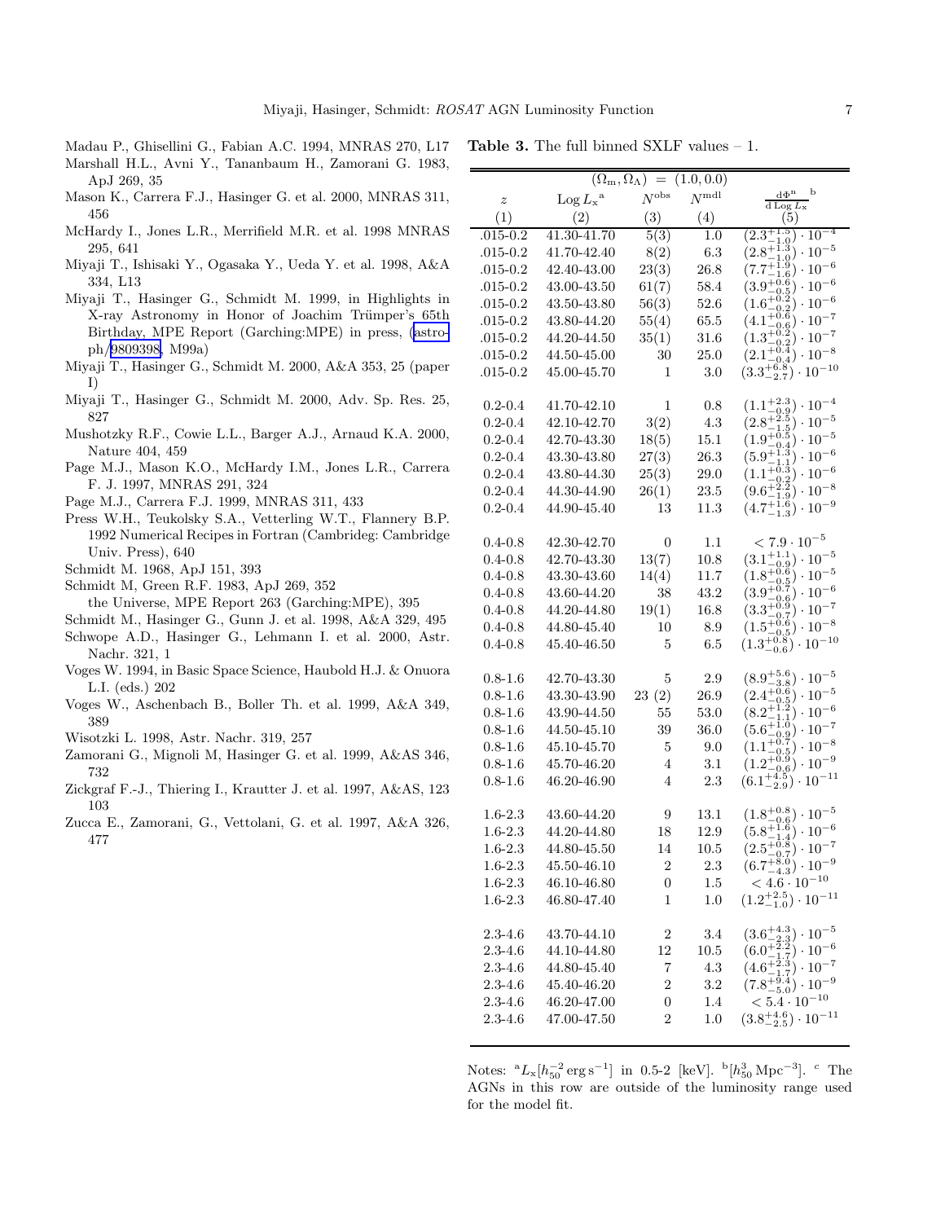Madau P., Ghisellini G., Fabian A.C. 1994, MNRAS 270, L17

Marshall H.L., Avni Y., Tananbaum H., Zamorani G. 1983, ApJ 269, 35

Mason K., Carrera F.J., Hasinger G. et al. 2000, MNRAS 311, 456

McHardy I., Jones L.R., Merrifield M.R. et al. 1998 MNRAS 295, 641

Miyaji T., Ishisaki Y., Ogasaka Y., Ueda Y. et al. 1998, A&A 334, L13

Miyaji T., Hasinger G., Schmidt M. 1999, in Highlights in X-ray Astronomy in Honor of Joachim Trümper's 65th Birthday, MPE Report (Garching:MPE) in press, (astro-ph/9809398, M99a)

Miyaji T., Hasinger G., Schmidt M. 2000, A&A 353, 25 (paper I)

Miyaji T., Hasinger G., Schmidt M. 2000, Adv. Sp. Res. 25, 827

Mushotzky R.F., Cowie L.L., Barger A.J., Arnaud K.A. 2000, Nature 404, 459

Page M.J., Mason K.O., McHardy I.M., Jones L.R., Carrera F. J. 1997, MNRAS 291, 324

Page M.J., Carrera F.J. 1999, MNRAS 311, 433

Press W.H., Teukolsky S.A., Vetterling W.T., Flannery B.P. 1992 Numerical Recipes in Fortran (Cambrideg: Cambridge Univ. Press), 640

Schmidt M. 1968, ApJ 151, 393

Schmidt M, Green R.F. 1983, ApJ 269, 352
the Universe, MPE Report 263 (Garching:MPE), 395

Schmidt M., Hasinger G., Gunn J. et al. 1998, A&A 329, 495

Schwope A.D., Hasinger G., Lehmann I. et al. 2000, Astr. Nachr. 321, 1

Voges W. 1994, in Basic Space Science, Haubold H.J. & Onuora L.I. (eds.) 202

Voges W., Aschenbach B., Boller Th. et al. 1999, A&A 349, 389

Wisotzki L. 1998, Astr. Nachr. 319, 257

Zamorani G., Mignoli M, Hasinger G. et al. 1999, A&AS 346, 732

Zickgraf F.-J., Thiering I., Krautter J. et al. 1997, A&AS, 123 103

Zucca E., Zamorani, G., Vettolani, G. et al. 1997, A&A 326, 477

**Table 3.** The full binned SXLF values – 1.

| $(\Omega_m, \Omega_\Lambda) = (1.0, 0.0)$ | | | | |
|---|---|---|---|---|
| $z$ | $\mathrm{Log}\,L_x$[a] | $N^{\rm obs}$ | $N^{\rm mdl}$ | $\frac{d\Phi^n}{d\,\mathrm{Log}\,L_x}$[b] |
| (1) | (2) | (3) | (4) | (5) |
| .015-0.2 | 41.30-41.70 | 5(3) | 1.0 | $(2.3^{+1.5}_{-1.0})\cdot10^{-4}$ |
| .015-0.2 | 41.70-42.40 | 8(2) | 6.3 | $(2.8^{+1.3}_{-1.0})\cdot10^{-5}$ |
| .015-0.2 | 42.40-43.00 | 23(3) | 26.8 | $(7.7^{+1.9}_{-1.6})\cdot10^{-6}$ |
| .015-0.2 | 43.00-43.50 | 61(7) | 58.4 | $(3.9^{+0.6}_{-0.5})\cdot10^{-6}$ |
| .015-0.2 | 43.50-43.80 | 56(3) | 52.6 | $(1.6^{+0.2}_{-0.2})\cdot10^{-6}$ |
| .015-0.2 | 43.80-44.20 | 55(4) | 65.5 | $(4.1^{+0.6}_{-0.6})\cdot10^{-7}$ |
| .015-0.2 | 44.20-44.50 | 35(1) | 31.6 | $(1.3^{+0.2}_{-0.2})\cdot10^{-7}$ |
| .015-0.2 | 44.50-45.00 | 30 | 25.0 | $(2.1^{+0.4}_{-0.4})\cdot10^{-8}$ |
| .015-0.2 | 45.00-45.70 | 1 | 3.0 | $(3.3^{+6.8}_{-2.7})\cdot10^{-10}$ |
| 0.2-0.4 | 41.70-42.10 | 1 | 0.8 | $(1.1^{+2.3}_{-0.9})\cdot10^{-4}$ |
| 0.2-0.4 | 42.10-42.70 | 3(2) | 4.3 | $(2.8^{+2.5}_{-1.5})\cdot10^{-5}$ |
| 0.2-0.4 | 42.70-43.30 | 18(5) | 15.1 | $(1.9^{+0.5}_{-0.4})\cdot10^{-5}$ |
| 0.2-0.4 | 43.30-43.80 | 27(3) | 26.3 | $(5.9^{+1.3}_{-1.1})\cdot10^{-6}$ |
| 0.2-0.4 | 43.80-44.30 | 25(3) | 29.0 | $(1.1^{+0.3}_{-0.2})\cdot10^{-6}$ |
| 0.2-0.4 | 44.30-44.90 | 26(1) | 23.5 | $(9.6^{+2.2}_{-1.9})\cdot10^{-8}$ |
| 0.2-0.4 | 44.90-45.40 | 13 | 11.3 | $(4.7^{+1.6}_{-1.3})\cdot10^{-9}$ |
| 0.4-0.8 | 42.30-42.70 | 0 | 1.1 | $< 7.9\cdot10^{-5}$ |
| 0.4-0.8 | 42.70-43.30 | 13(7) | 10.8 | $(3.1^{+1.1}_{-0.9})\cdot10^{-5}$ |
| 0.4-0.8 | 43.30-43.60 | 14(4) | 11.7 | $(1.8^{+0.6}_{-0.5})\cdot10^{-5}$ |
| 0.4-0.8 | 43.60-44.20 | 38 | 43.2 | $(3.9^{+0.7}_{-0.6})\cdot10^{-6}$ |
| 0.4-0.8 | 44.20-44.80 | 19(1) | 16.8 | $(3.3^{+0.9}_{-0.7})\cdot10^{-7}$ |
| 0.4-0.8 | 44.80-45.40 | 10 | 8.9 | $(1.5^{+0.6}_{-0.5})\cdot10^{-8}$ |
| 0.4-0.8 | 45.40-46.50 | 5 | 6.5 | $(1.3^{+0.8}_{-0.6})\cdot10^{-10}$ |
| 0.8-1.6 | 42.70-43.30 | 5 | 2.9 | $(8.9^{+5.6}_{-3.8})\cdot10^{-5}$ |
| 0.8-1.6 | 43.30-43.90 | 23 (2) | 26.9 | $(2.4^{+0.6}_{-0.5})\cdot10^{-5}$ |
| 0.8-1.6 | 43.90-44.50 | 55 | 53.0 | $(8.2^{+1.2}_{-1.1})\cdot10^{-6}$ |
| 0.8-1.6 | 44.50-45.10 | 39 | 36.0 | $(5.6^{+1.0}_{-0.9})\cdot10^{-7}$ |
| 0.8-1.6 | 45.10-45.70 | 5 | 9.0 | $(1.1^{+0.7}_{-0.5})\cdot10^{-8}$ |
| 0.8-1.6 | 45.70-46.20 | 4 | 3.1 | $(1.2^{+0.9}_{-0.6})\cdot10^{-9}$ |
| 0.8-1.6 | 46.20-46.90 | 4 | 2.3 | $(6.1^{+4.5}_{-2.9})\cdot10^{-11}$ |
| 1.6-2.3 | 43.60-44.20 | 9 | 13.1 | $(1.8^{+0.8}_{-0.6})\cdot10^{-5}$ |
| 1.6-2.3 | 44.20-44.80 | 18 | 12.9 | $(5.8^{+1.6}_{-1.4})\cdot10^{-6}$ |
| 1.6-2.3 | 44.80-45.50 | 14 | 10.5 | $(2.5^{+0.8}_{-0.7})\cdot10^{-7}$ |
| 1.6-2.3 | 45.50-46.10 | 2 | 2.3 | $(6.7^{+8.0}_{-4.3})\cdot10^{-9}$ |
| 1.6-2.3 | 46.10-46.80 | 0 | 1.5 | $< 4.6\cdot10^{-10}$ |
| 1.6-2.3 | 46.80-47.40 | 1 | 1.0 | $(1.2^{+2.5}_{-1.0})\cdot10^{-11}$ |
| 2.3-4.6 | 43.70-44.10 | 2 | 3.4 | $(3.6^{+4.3}_{-2.3})\cdot10^{-5}$ |
| 2.3-4.6 | 44.10-44.80 | 12 | 10.5 | $(6.0^{+2.2}_{-1.7})\cdot10^{-6}$ |
| 2.3-4.6 | 44.80-45.40 | 7 | 4.3 | $(4.6^{+2.3}_{-1.7})\cdot10^{-7}$ |
| 2.3-4.6 | 45.40-46.20 | 2 | 3.2 | $(7.8^{+9.4}_{-5.0})\cdot10^{-9}$ |
| 2.3-4.6 | 46.20-47.00 | 0 | 1.4 | $< 5.4\cdot10^{-10}$ |
| 2.3-4.6 | 47.00-47.50 | 2 | 1.0 | $(3.8^{+4.6}_{-2.5})\cdot10^{-11}$ |

Notes: [a] $L_x [h_{50}^{-2}\,{\rm erg\,s^{-1}}]$ in 0.5-2 [keV]. [b] $[h_{50}^3\,{\rm Mpc^{-3}}]$. [c] The AGNs in this row are outside of the luminosity range used for the model fit.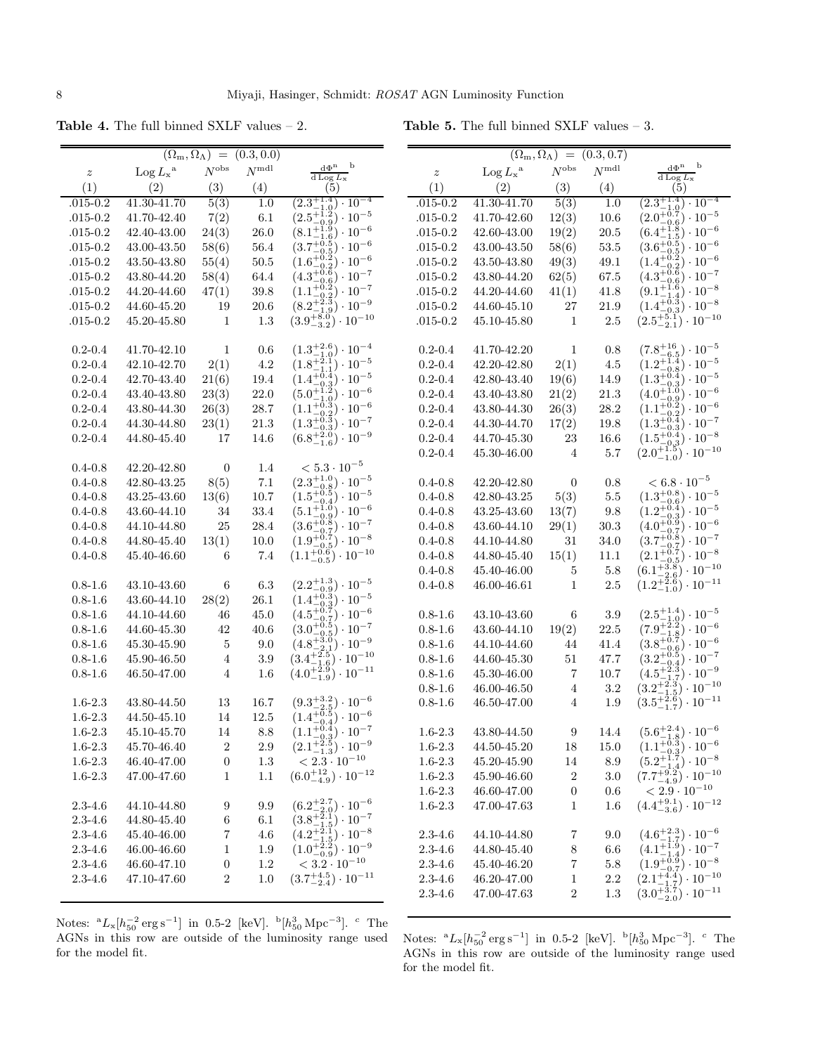**Table 4.** The full binned SXLF values – 2.

| | | $(\Omega_{\rm m},\Omega_\Lambda)$ = (0.3, 0.0) | | |
|---|---|---|---|---|
| $z$ | $\mathrm{Log}\,L_{\rm x}$[a] | $N^{\rm obs}$ | $N^{\rm mdl}$ | $\frac{{\rm d}\Phi^{\rm n}}{{\rm d\,Log}\,L_{\rm x}}$[b] |
| (1) | (2) | (3) | (4) | (5) |
| .015-0.2 | 41.30-41.70 | 5(3) | 1.0 | $(2.3^{+1.4}_{-1.0})\cdot10^{-4}$ |
| .015-0.2 | 41.70-42.40 | 7(2) | 6.1 | $(2.5^{+1.2}_{-0.9})\cdot10^{-5}$ |
| .015-0.2 | 42.40-43.00 | 24(3) | 26.0 | $(8.1^{+1.9}_{-1.6})\cdot10^{-6}$ |
| .015-0.2 | 43.00-43.50 | 58(6) | 56.4 | $(3.7^{+0.5}_{-0.5})\cdot10^{-6}$ |
| .015-0.2 | 43.50-43.80 | 55(4) | 50.5 | $(1.6^{+0.2}_{-0.2})\cdot10^{-6}$ |
| .015-0.2 | 43.80-44.20 | 58(4) | 64.4 | $(4.3^{+0.6}_{-0.6})\cdot10^{-7}$ |
| .015-0.2 | 44.20-44.60 | 47(1) | 39.8 | $(1.1^{+0.2}_{-0.2})\cdot10^{-7}$ |
| .015-0.2 | 44.60-45.20 | 19 | 20.6 | $(8.2^{+2.3}_{-1.9})\cdot10^{-9}$ |
| .015-0.2 | 45.20-45.80 | 1 | 1.3 | $(3.9^{+8.0}_{-3.2})\cdot10^{-10}$ |
| 0.2-0.4 | 41.70-42.10 | 1 | 0.6 | $(1.3^{+2.6}_{-1.0})\cdot10^{-4}$ |
| 0.2-0.4 | 42.10-42.70 | 2(1) | 4.2 | $(1.8^{+2.1}_{-1.1})\cdot10^{-5}$ |
| 0.2-0.4 | 42.70-43.40 | 21(6) | 19.4 | $(1.4^{+0.4}_{-0.3})\cdot10^{-5}$ |
| 0.2-0.4 | 43.40-43.80 | 23(3) | 22.0 | $(5.0^{+1.2}_{-1.0})\cdot10^{-6}$ |
| 0.2-0.4 | 43.80-44.30 | 26(3) | 28.7 | $(1.1^{+0.3}_{-0.2})\cdot10^{-6}$ |
| 0.2-0.4 | 44.30-44.80 | 23(1) | 21.3 | $(1.3^{+0.3}_{-0.3})\cdot10^{-7}$ |
| 0.2-0.4 | 44.80-45.40 | 17 | 14.6 | $(6.8^{+2.0}_{-1.6})\cdot10^{-9}$ |
| 0.4-0.8 | 42.20-42.80 | 0 | 1.4 | $<5.3\cdot10^{-5}$ |
| 0.4-0.8 | 42.80-43.25 | 8(5) | 7.1 | $(2.3^{+1.0}_{-0.8})\cdot10^{-5}$ |
| 0.4-0.8 | 43.25-43.60 | 13(6) | 10.7 | $(1.5^{+0.5}_{-0.4})\cdot10^{-5}$ |
| 0.4-0.8 | 43.60-44.10 | 34 | 33.4 | $(5.1^{+1.0}_{-0.9})\cdot10^{-6}$ |
| 0.4-0.8 | 44.10-44.80 | 25 | 28.4 | $(3.6^{+0.8}_{-0.7})\cdot10^{-7}$ |
| 0.4-0.8 | 44.80-45.40 | 13(1) | 10.0 | $(1.9^{+0.7}_{-0.5})\cdot10^{-8}$ |
| 0.4-0.8 | 45.40-46.60 | 6 | 7.4 | $(1.1^{+0.6}_{-0.5})\cdot10^{-10}$ |
| 0.8-1.6 | 43.10-43.60 | 6 | 6.3 | $(2.2^{+1.3}_{-0.9})\cdot10^{-5}$ |
| 0.8-1.6 | 43.60-44.10 | 28(2) | 26.1 | $(1.4^{+0.3}_{-0.3})\cdot10^{-5}$ |
| 0.8-1.6 | 44.10-44.60 | 46 | 45.0 | $(4.5^{+0.7}_{-0.7})\cdot10^{-6}$ |
| 0.8-1.6 | 44.60-45.30 | 42 | 40.6 | $(3.0^{+0.5}_{-0.5})\cdot10^{-7}$ |
| 0.8-1.6 | 45.30-45.90 | 5 | 9.0 | $(4.8^{+3.0}_{-2.1})\cdot10^{-9}$ |
| 0.8-1.6 | 45.90-46.50 | 4 | 3.9 | $(3.4^{+2.5}_{-1.6})\cdot10^{-10}$ |
| 0.8-1.6 | 46.50-47.00 | 4 | 1.6 | $(4.0^{+2.9}_{-1.9})\cdot10^{-11}$ |
| 1.6-2.3 | 43.80-44.50 | 13 | 16.7 | $(9.3^{+3.2}_{-2.5})\cdot10^{-6}$ |
| 1.6-2.3 | 44.50-45.10 | 14 | 12.5 | $(1.4^{+0.5}_{-0.4})\cdot10^{-6}$ |
| 1.6-2.3 | 45.10-45.70 | 14 | 8.8 | $(1.1^{+0.4}_{-0.3})\cdot10^{-7}$ |
| 1.6-2.3 | 45.70-46.40 | 2 | 2.9 | $(2.1^{+2.5}_{-1.3})\cdot10^{-9}$ |
| 1.6-2.3 | 46.40-47.00 | 0 | 1.3 | $<2.3\cdot10^{-10}$ |
| 1.6-2.3 | 47.00-47.60 | 1 | 1.1 | $(6.0^{+12}_{-4.9})\cdot10^{-12}$ |
| 2.3-4.6 | 44.10-44.80 | 9 | 9.9 | $(6.2^{+2.7}_{-2.0})\cdot10^{-6}$ |
| 2.3-4.6 | 44.80-45.40 | 6 | 6.1 | $(3.8^{+2.1}_{-1.5})\cdot10^{-7}$ |
| 2.3-4.6 | 45.40-46.00 | 7 | 4.6 | $(4.2^{+2.1}_{-1.5})\cdot10^{-8}$ |
| 2.3-4.6 | 46.00-46.60 | 1 | 1.9 | $(1.0^{+2.2}_{-0.9})\cdot10^{-9}$ |
| 2.3-4.6 | 46.60-47.10 | 0 | 1.2 | $<3.2\cdot10^{-10}$ |
| 2.3-4.6 | 47.10-47.60 | 2 | 1.0 | $(3.7^{+4.5}_{-2.4})\cdot10^{-11}$ |

Notes: [a]$L_{\rm x}[h_{50}^{-2}\,{\rm erg\,s^{-1}}]$ in 0.5-2 [keV]. [b]$[h_{50}^{3}\,{\rm Mpc^{-3}}]$. [c] The AGNs in this row are outside of the luminosity range used for the model fit.

**Table 5.** The full binned SXLF values – 3.

| | | $(\Omega_{\rm m},\Omega_\Lambda)$ = (0.3, 0.7) | | |
|---|---|---|---|---|
| $z$ | $\mathrm{Log}\,L_{\rm x}$[a] | $N^{\rm obs}$ | $N^{\rm mdl}$ | $\frac{{\rm d}\Phi^{\rm n}}{{\rm d\,Log}\,L_{\rm x}}$[b] |
| (1) | (2) | (3) | (4) | (5) |
| .015-0.2 | 41.30-41.70 | 5(3) | 1.0 | $(2.3^{+1.4}_{-1.0})\cdot10^{-4}$ |
| .015-0.2 | 41.70-42.60 | 12(3) | 10.6 | $(2.0^{+0.7}_{-0.6})\cdot10^{-5}$ |
| .015-0.2 | 42.60-43.00 | 19(2) | 20.5 | $(6.4^{+1.8}_{-1.5})\cdot10^{-6}$ |
| .015-0.2 | 43.00-43.50 | 58(6) | 53.5 | $(3.6^{+0.5}_{-0.5})\cdot10^{-6}$ |
| .015-0.2 | 43.50-43.80 | 49(3) | 49.1 | $(1.4^{+0.2}_{-0.2})\cdot10^{-6}$ |
| .015-0.2 | 43.80-44.20 | 62(5) | 67.5 | $(4.3^{+0.6}_{-0.6})\cdot10^{-7}$ |
| .015-0.2 | 44.20-44.60 | 41(1) | 41.8 | $(9.1^{+1.6}_{-1.4})\cdot10^{-8}$ |
| .015-0.2 | 44.60-45.10 | 27 | 21.9 | $(1.4^{+0.3}_{-0.3})\cdot10^{-8}$ |
| .015-0.2 | 45.10-45.80 | 1 | 2.5 | $(2.5^{+5.1}_{-2.1})\cdot10^{-10}$ |
| 0.2-0.4 | 41.70-42.20 | 1 | 0.8 | $(7.8^{+16}_{-6.5})\cdot10^{-5}$ |
| 0.2-0.4 | 42.20-42.80 | 2(1) | 4.5 | $(1.2^{+1.4}_{-0.8})\cdot10^{-5}$ |
| 0.2-0.4 | 42.80-43.40 | 19(6) | 14.9 | $(1.3^{+0.4}_{-0.3})\cdot10^{-5}$ |
| 0.2-0.4 | 43.40-43.80 | 21(2) | 21.3 | $(4.0^{+1.0}_{-0.9})\cdot10^{-6}$ |
| 0.2-0.4 | 43.80-44.30 | 26(3) | 28.2 | $(1.1^{+0.2}_{-0.2})\cdot10^{-6}$ |
| 0.2-0.4 | 44.30-44.70 | 17(2) | 19.8 | $(1.3^{+0.4}_{-0.3})\cdot10^{-7}$ |
| 0.2-0.4 | 44.70-45.30 | 23 | 16.6 | $(1.5^{+0.4}_{-0.3})\cdot10^{-8}$ |
| 0.2-0.4 | 45.30-46.00 | 4 | 5.7 | $(2.0^{+1.5}_{-1.0})\cdot10^{-10}$ |
| 0.4-0.8 | 42.20-42.80 | 0 | 0.8 | $<6.8\cdot10^{-5}$ |
| 0.4-0.8 | 42.80-43.25 | 5(3) | 5.5 | $(1.3^{+0.8}_{-0.6})\cdot10^{-5}$ |
| 0.4-0.8 | 43.25-43.60 | 13(7) | 9.8 | $(1.2^{+0.4}_{-0.3})\cdot10^{-5}$ |
| 0.4-0.8 | 43.60-44.10 | 29(1) | 30.3 | $(4.0^{+0.9}_{-0.7})\cdot10^{-6}$ |
| 0.4-0.8 | 44.10-44.80 | 31 | 34.0 | $(3.7^{+0.8}_{-0.7})\cdot10^{-7}$ |
| 0.4-0.8 | 44.80-45.40 | 15(1) | 11.1 | $(2.1^{+0.7}_{-0.5})\cdot10^{-8}$ |
| 0.4-0.8 | 45.40-46.00 | 5 | 5.8 | $(6.1^{+3.8}_{-2.6})\cdot10^{-10}$ |
| 0.4-0.8 | 46.00-46.61 | 1 | 2.5 | $(1.2^{+2.6}_{-1.0})\cdot10^{-11}$ |
| 0.8-1.6 | 43.10-43.60 | 6 | 3.9 | $(2.5^{+1.4}_{-1.0})\cdot10^{-5}$ |
| 0.8-1.6 | 43.60-44.10 | 19(2) | 22.5 | $(7.9^{+2.2}_{-1.8})\cdot10^{-6}$ |
| 0.8-1.6 | 44.10-44.60 | 44 | 41.4 | $(3.8^{+0.7}_{-0.6})\cdot10^{-6}$ |
| 0.8-1.6 | 44.60-45.30 | 51 | 47.7 | $(3.2^{+0.5}_{-0.4})\cdot10^{-7}$ |
| 0.8-1.6 | 45.30-46.00 | 7 | 10.7 | $(4.5^{+2.3}_{-1.7})\cdot10^{-9}$ |
| 0.8-1.6 | 46.00-46.50 | 4 | 3.2 | $(3.2^{+2.3}_{-1.5})\cdot10^{-10}$ |
| 0.8-1.6 | 46.50-47.00 | 4 | 1.9 | $(3.5^{+2.6}_{-1.7})\cdot10^{-11}$ |
| 1.6-2.3 | 43.80-44.50 | 9 | 14.4 | $(5.6^{+2.4}_{-1.8})\cdot10^{-6}$ |
| 1.6-2.3 | 44.50-45.20 | 18 | 15.0 | $(1.1^{+0.3}_{-0.3})\cdot10^{-6}$ |
| 1.6-2.3 | 45.20-45.90 | 14 | 8.9 | $(5.2^{+1.7}_{-1.4})\cdot10^{-8}$ |
| 1.6-2.3 | 45.90-46.60 | 2 | 3.0 | $(7.7^{+9.2}_{-4.9})\cdot10^{-10}$ |
| 1.6-2.3 | 46.60-47.00 | 0 | 0.6 | $<2.9\cdot10^{-10}$ |
| 1.6-2.3 | 47.00-47.63 | 1 | 1.6 | $(4.4^{+9.1}_{-3.6})\cdot10^{-12}$ |
| 2.3-4.6 | 44.10-44.80 | 7 | 9.0 | $(4.6^{+2.3}_{-1.7})\cdot10^{-6}$ |
| 2.3-4.6 | 44.80-45.40 | 8 | 6.6 | $(4.1^{+1.9}_{-1.4})\cdot10^{-7}$ |
| 2.3-4.6 | 45.40-46.20 | 7 | 5.8 | $(1.9^{+0.9}_{-0.7})\cdot10^{-8}$ |
| 2.3-4.6 | 46.20-47.00 | 1 | 2.2 | $(2.1^{+4.4}_{-1.7})\cdot10^{-10}$ |
| 2.3-4.6 | 47.00-47.63 | 2 | 1.3 | $(3.0^{+3.7}_{-2.0})\cdot10^{-11}$ |

Notes: [a]$L_{\rm x}[h_{50}^{-2}\,{\rm erg\,s^{-1}}]$ in 0.5-2 [keV]. [b]$[h_{50}^{3}\,{\rm Mpc^{-3}}]$. [c] The AGNs in this row are outside of the luminosity range used for the model fit.